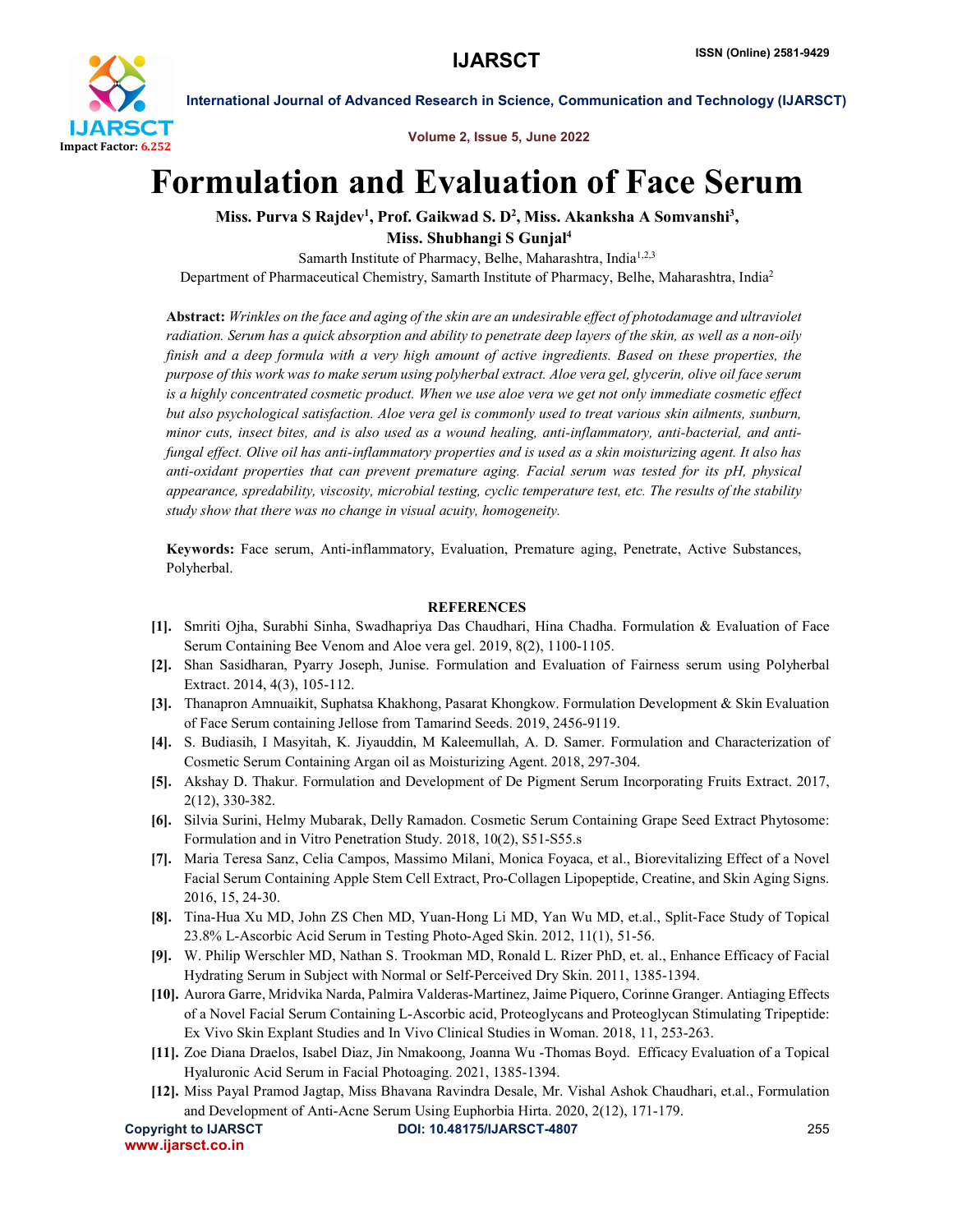# Formulation and Evaluation of Face Serum

**Miss. Purva S Rajdev[1], Prof. Gaikwad S. D[2], Miss. Akanksha A Somvanshi[3], Miss. Shubhangi S Gunjal[4]**

Samarth Institute of Pharmacy, Belhe, Maharashtra, India[1,2,3]

Department of Pharmaceutical Chemistry, Samarth Institute of Pharmacy, Belhe, Maharashtra, India[2]

**Abstract:** *Wrinkles on the face and aging of the skin are an undesirable effect of photodamage and ultraviolet radiation. Serum has a quick absorption and ability to penetrate deep layers of the skin, as well as a non-oily finish and a deep formula with a very high amount of active ingredients. Based on these properties, the purpose of this work was to make serum using polyherbal extract. Aloe vera gel, glycerin, olive oil face serum is a highly concentrated cosmetic product. When we use aloe vera we get not only immediate cosmetic effect but also psychological satisfaction. Aloe vera gel is commonly used to treat various skin ailments, sunburn, minor cuts, insect bites, and is also used as a wound healing, anti-inflammatory, anti-bacterial, and anti-fungal effect. Olive oil has anti-inflammatory properties and is used as a skin moisturizing agent. It also has anti-oxidant properties that can prevent premature aging. Facial serum was tested for its pH, physical appearance, spredability, viscosity, microbial testing, cyclic temperature test, etc. The results of the stability study show that there was no change in visual acuity, homogeneity.*

**Keywords:** Face serum, Anti-inflammatory, Evaluation, Premature aging, Penetrate, Active Substances, Polyherbal.

## REFERENCES

[1]. Smriti Ojha, Surabhi Sinha, Swadhapriya Das Chaudhari, Hina Chadha. Formulation & Evaluation of Face Serum Containing Bee Venom and Aloe vera gel. 2019, 8(2), 1100-1105.

[2]. Shan Sasidharan, Pyarry Joseph, Junise. Formulation and Evaluation of Fairness serum using Polyherbal Extract. 2014, 4(3), 105-112.

[3]. Thanapron Amnuaikit, Suphatsa Khakhong, Pasarat Khongkow. Formulation Development & Skin Evaluation of Face Serum containing Jellose from Tamarind Seeds. 2019, 2456-9119.

[4]. S. Budiasih, I Masyitah, K. Jiyauddin, M Kaleemullah, A. D. Samer. Formulation and Characterization of Cosmetic Serum Containing Argan oil as Moisturizing Agent. 2018, 297-304.

[5]. Akshay D. Thakur. Formulation and Development of De Pigment Serum Incorporating Fruits Extract. 2017, 2(12), 330-382.

[6]. Silvia Surini, Helmy Mubarak, Delly Ramadon. Cosmetic Serum Containing Grape Seed Extract Phytosome: Formulation and in Vitro Penetration Study. 2018, 10(2), S51-S55.s

[7]. Maria Teresa Sanz, Celia Campos, Massimo Milani, Monica Foyaca, et al., Biorevitalizing Effect of a Novel Facial Serum Containing Apple Stem Cell Extract, Pro-Collagen Lipopeptide, Creatine, and Skin Aging Signs. 2016, 15, 24-30.

[8]. Tina-Hua Xu MD, John ZS Chen MD, Yuan-Hong Li MD, Yan Wu MD, et.al., Split-Face Study of Topical 23.8% L-Ascorbic Acid Serum in Testing Photo-Aged Skin. 2012, 11(1), 51-56.

[9]. W. Philip Werschler MD, Nathan S. Trookman MD, Ronald L. Rizer PhD, et. al., Enhance Efficacy of Facial Hydrating Serum in Subject with Normal or Self-Perceived Dry Skin. 2011, 1385-1394.

[10]. Aurora Garre, Mridvika Narda, Palmira Valderas-Martinez, Jaime Piquero, Corinne Granger. Antiaging Effects of a Novel Facial Serum Containing L-Ascorbic acid, Proteoglycans and Proteoglycan Stimulating Tripeptide: Ex Vivo Skin Explant Studies and In Vivo Clinical Studies in Woman. 2018, 11, 253-263.

[11]. Zoe Diana Draelos, Isabel Diaz, Jin Nmakoong, Joanna Wu -Thomas Boyd. Efficacy Evaluation of a Topical Hyaluronic Acid Serum in Facial Photoaging. 2021, 1385-1394.

[12]. Miss Payal Pramod Jagtap, Miss Bhavana Ravindra Desale, Mr. Vishal Ashok Chaudhari, et.al., Formulation and Development of Anti-Acne Serum Using Euphorbia Hirta. 2020, 2(12), 171-179.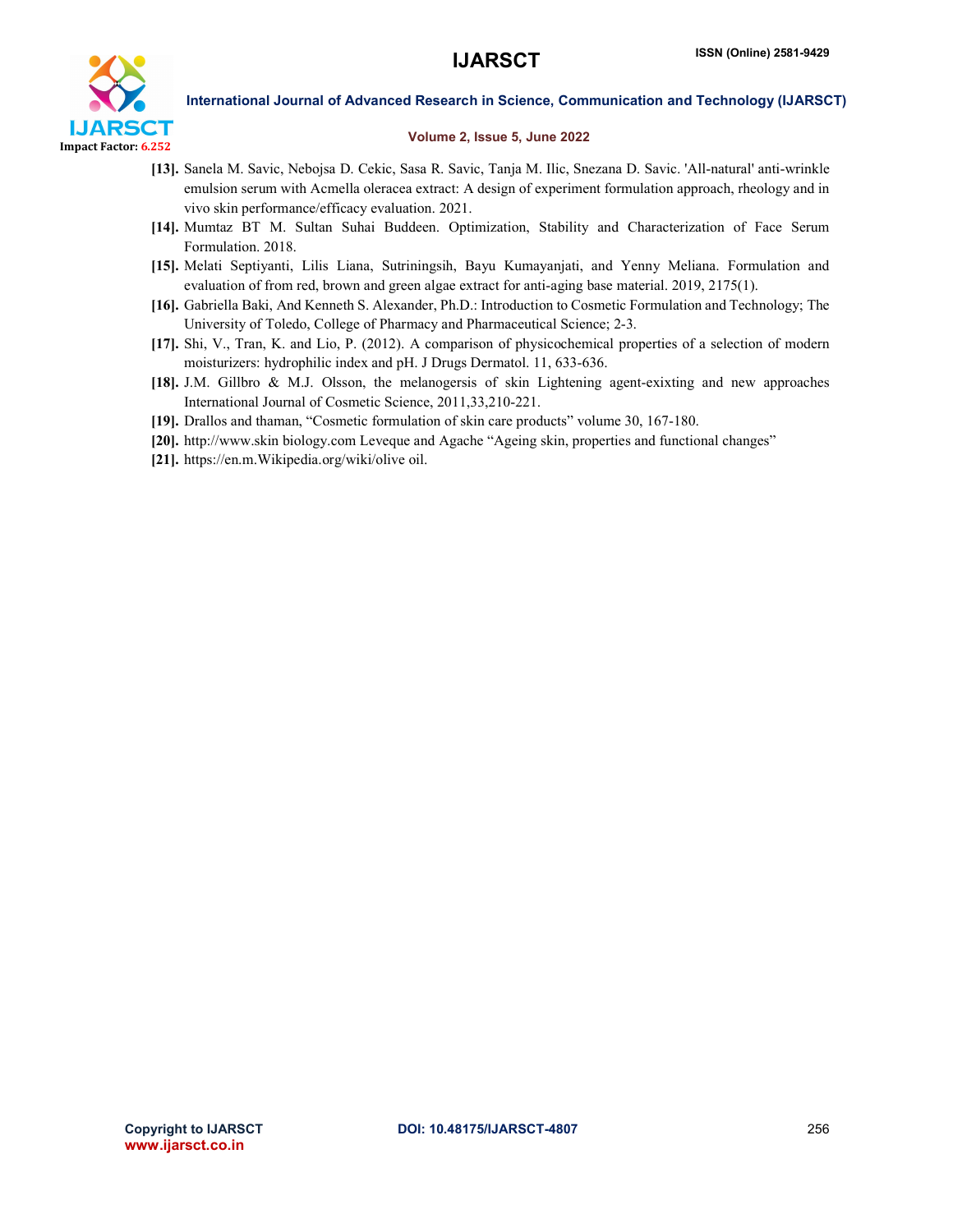**[13].** Sanela M. Savic, Nebojsa D. Cekic, Sasa R. Savic, Tanja M. Ilic, Snezana D. Savic. 'All-natural' anti-wrinkle emulsion serum with Acmella oleracea extract: A design of experiment formulation approach, rheology and in vivo skin performance/efficacy evaluation. 2021.

**[14].** Mumtaz BT M. Sultan Suhai Buddeen. Optimization, Stability and Characterization of Face Serum Formulation. 2018.

**[15].** Melati Septiyanti, Lilis Liana, Sutriningsih, Bayu Kumayanjati, and Yenny Meliana. Formulation and evaluation of from red, brown and green algae extract for anti-aging base material. 2019, 2175(1).

**[16].** Gabriella Baki, And Kenneth S. Alexander, Ph.D.: Introduction to Cosmetic Formulation and Technology; The University of Toledo, College of Pharmacy and Pharmaceutical Science; 2-3.

**[17].** Shi, V., Tran, K. and Lio, P. (2012). A comparison of physicochemical properties of a selection of modern moisturizers: hydrophilic index and pH. J Drugs Dermatol. 11, 633-636.

**[18].** J.M. Gillbro & M.J. Olsson, the melanogersis of skin Lightening agent-exixting and new approaches International Journal of Cosmetic Science, 2011,33,210-221.

**[19].** Drallos and thaman, "Cosmetic formulation of skin care products" volume 30, 167-180.

**[20].** http://www.skin biology.com Leveque and Agache "Ageing skin, properties and functional changes"

**[21].** https://en.m.Wikipedia.org/wiki/olive oil.